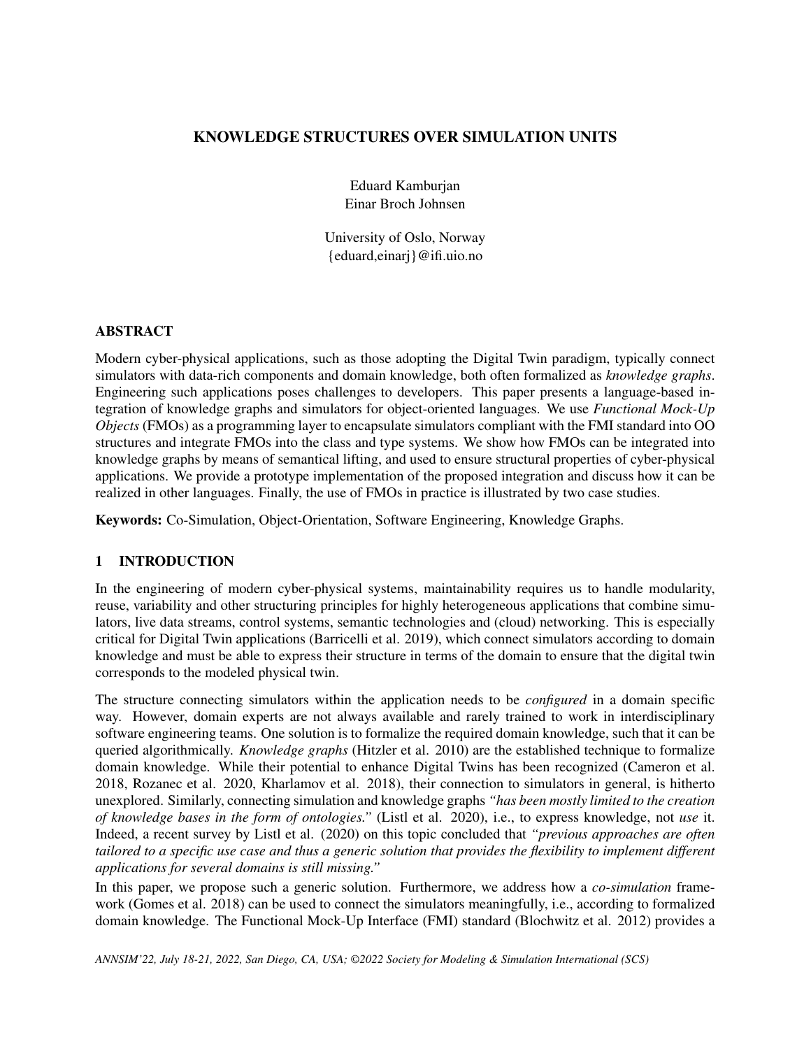# KNOWLEDGE STRUCTURES OVER SIMULATION UNITS

Eduard Kamburjan
Einar Broch Johnsen

University of Oslo, Norway
{eduard,einarj}@ifi.uio.no

## ABSTRACT

Modern cyber-physical applications, such as those adopting the Digital Twin paradigm, typically connect simulators with data-rich components and domain knowledge, both often formalized as *knowledge graphs*. Engineering such applications poses challenges to developers. This paper presents a language-based integration of knowledge graphs and simulators for object-oriented languages. We use *Functional Mock-Up Objects* (FMOs) as a programming layer to encapsulate simulators compliant with the FMI standard into OO structures and integrate FMOs into the class and type systems. We show how FMOs can be integrated into knowledge graphs by means of semantical lifting, and used to ensure structural properties of cyber-physical applications. We provide a prototype implementation of the proposed integration and discuss how it can be realized in other languages. Finally, the use of FMOs in practice is illustrated by two case studies.

**Keywords:** Co-Simulation, Object-Orientation, Software Engineering, Knowledge Graphs.

## 1 INTRODUCTION

In the engineering of modern cyber-physical systems, maintainability requires us to handle modularity, reuse, variability and other structuring principles for highly heterogeneous applications that combine simulators, live data streams, control systems, semantic technologies and (cloud) networking. This is especially critical for Digital Twin applications (Barricelli et al. 2019), which connect simulators according to domain knowledge and must be able to express their structure in terms of the domain to ensure that the digital twin corresponds to the modeled physical twin.

The structure connecting simulators within the application needs to be *configured* in a domain specific way. However, domain experts are not always available and rarely trained to work in interdisciplinary software engineering teams. One solution is to formalize the required domain knowledge, such that it can be queried algorithmically. *Knowledge graphs* (Hitzler et al. 2010) are the established technique to formalize domain knowledge. While their potential to enhance Digital Twins has been recognized (Cameron et al. 2018, Rozanec et al. 2020, Kharlamov et al. 2018), their connection to simulators in general, is hitherto unexplored. Similarly, connecting simulation and knowledge graphs *"has been mostly limited to the creation of knowledge bases in the form of ontologies."* (Listl et al. 2020), i.e., to express knowledge, not *use* it. Indeed, a recent survey by Listl et al. (2020) on this topic concluded that *"previous approaches are often tailored to a specific use case and thus a generic solution that provides the flexibility to implement different applications for several domains is still missing."*

In this paper, we propose such a generic solution. Furthermore, we address how a *co-simulation* framework (Gomes et al. 2018) can be used to connect the simulators meaningfully, i.e., according to formalized domain knowledge. The Functional Mock-Up Interface (FMI) standard (Blochwitz et al. 2012) provides a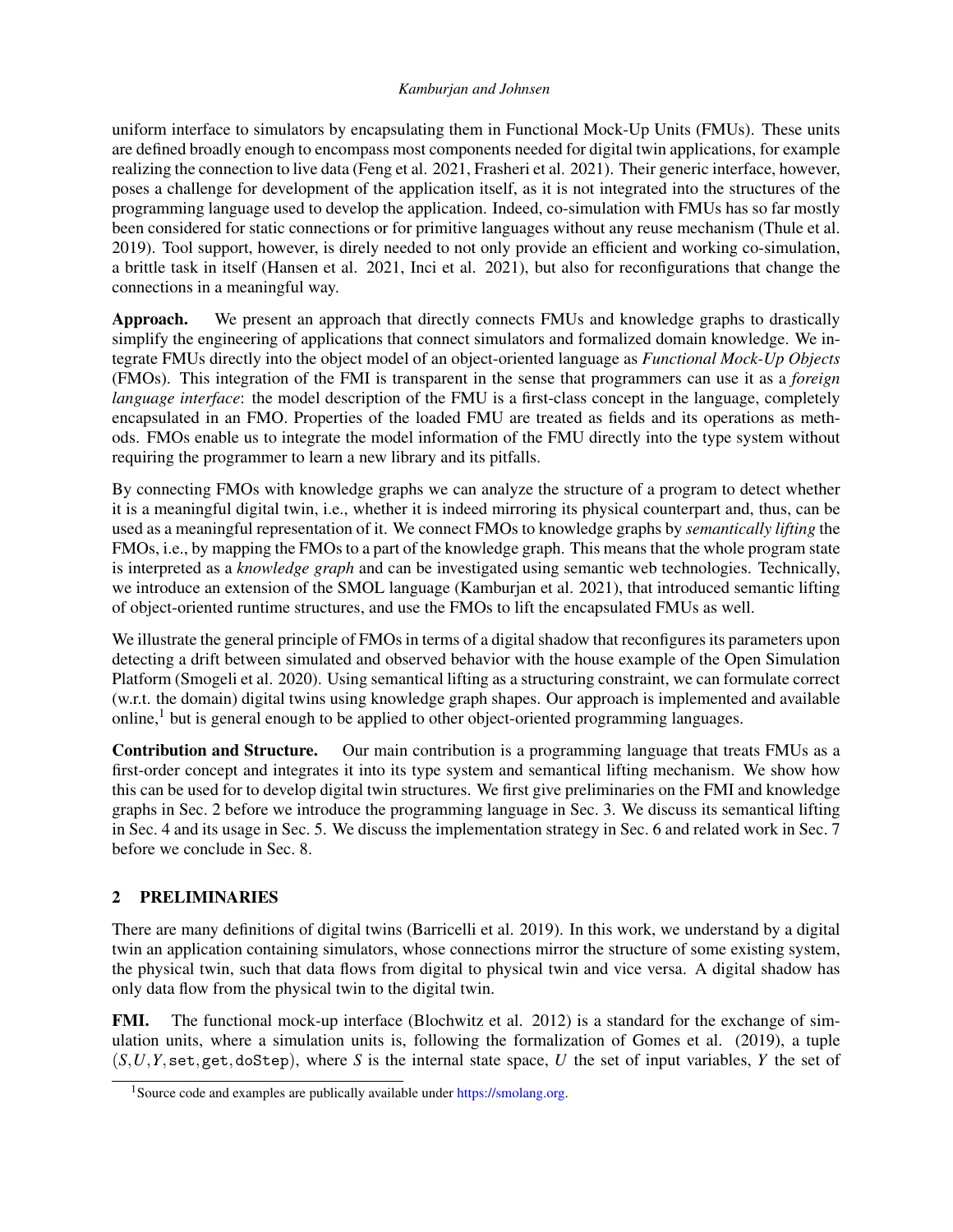uniform interface to simulators by encapsulating them in Functional Mock-Up Units (FMUs). These units are defined broadly enough to encompass most components needed for digital twin applications, for example realizing the connection to live data (Feng et al. 2021, Frasheri et al. 2021). Their generic interface, however, poses a challenge for development of the application itself, as it is not integrated into the structures of the programming language used to develop the application. Indeed, co-simulation with FMUs has so far mostly been considered for static connections or for primitive languages without any reuse mechanism (Thule et al. 2019). Tool support, however, is direly needed to not only provide an efficient and working co-simulation, a brittle task in itself (Hansen et al. 2021, Inci et al. 2021), but also for reconfigurations that change the connections in a meaningful way.

**Approach.** We present an approach that directly connects FMUs and knowledge graphs to drastically simplify the engineering of applications that connect simulators and formalized domain knowledge. We integrate FMUs directly into the object model of an object-oriented language as *Functional Mock-Up Objects* (FMOs). This integration of the FMI is transparent in the sense that programmers can use it as a *foreign language interface*: the model description of the FMU is a first-class concept in the language, completely encapsulated in an FMO. Properties of the loaded FMU are treated as fields and its operations as methods. FMOs enable us to integrate the model information of the FMU directly into the type system without requiring the programmer to learn a new library and its pitfalls.

By connecting FMOs with knowledge graphs we can analyze the structure of a program to detect whether it is a meaningful digital twin, i.e., whether it is indeed mirroring its physical counterpart and, thus, can be used as a meaningful representation of it. We connect FMOs to knowledge graphs by *semantically lifting* the FMOs, i.e., by mapping the FMOs to a part of the knowledge graph. This means that the whole program state is interpreted as a *knowledge graph* and can be investigated using semantic web technologies. Technically, we introduce an extension of the SMOL language (Kamburjan et al. 2021), that introduced semantic lifting of object-oriented runtime structures, and use the FMOs to lift the encapsulated FMUs as well.

We illustrate the general principle of FMOs in terms of a digital shadow that reconfigures its parameters upon detecting a drift between simulated and observed behavior with the house example of the Open Simulation Platform (Smogeli et al. 2020). Using semantical lifting as a structuring constraint, we can formulate correct (w.r.t. the domain) digital twins using knowledge graph shapes. Our approach is implemented and available online,[1] but is general enough to be applied to other object-oriented programming languages.

**Contribution and Structure.** Our main contribution is a programming language that treats FMUs as a first-order concept and integrates it into its type system and semantical lifting mechanism. We show how this can be used for to develop digital twin structures. We first give preliminaries on the FMI and knowledge graphs in Sec. 2 before we introduce the programming language in Sec. 3. We discuss its semantical lifting in Sec. 4 and its usage in Sec. 5. We discuss the implementation strategy in Sec. 6 and related work in Sec. 7 before we conclude in Sec. 8.

## 2 PRELIMINARIES

There are many definitions of digital twins (Barricelli et al. 2019). In this work, we understand by a digital twin an application containing simulators, whose connections mirror the structure of some existing system, the physical twin, such that data flows from digital to physical twin and vice versa. A digital shadow has only data flow from the physical twin to the digital twin.

**FMI.** The functional mock-up interface (Blochwitz et al. 2012) is a standard for the exchange of simulation units, where a simulation units is, following the formalization of Gomes et al. (2019), a tuple $(S, U, Y, \mathtt{set}, \mathtt{get}, \mathtt{doStep})$, where $S$ is the internal state space, $U$ the set of input variables, $Y$ the set of

[1] Source code and examples are publically available under https://smolang.org.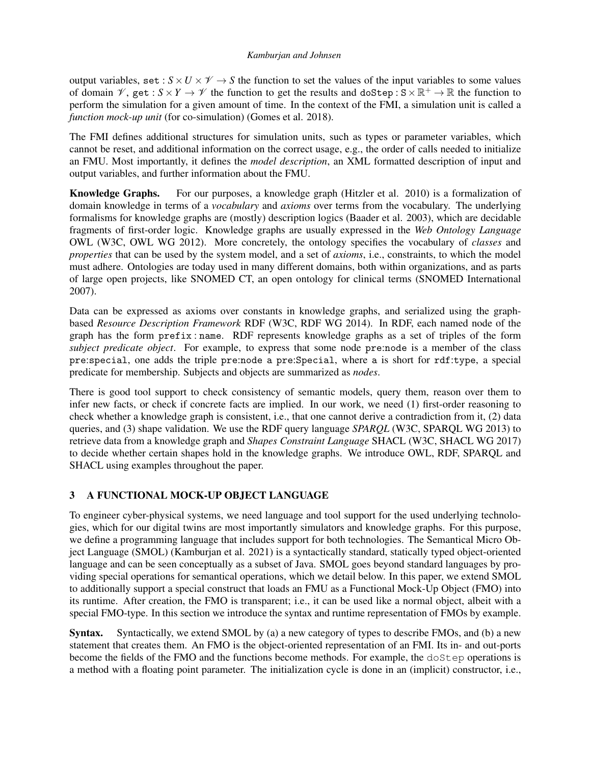output variables, $\texttt{set} : S \times U \times \mathscr{V} \to S$ the function to set the values of the input variables to some values of domain $\mathscr{V}$, $\texttt{get} : S \times Y \to \mathscr{V}$ the function to get the results and $\texttt{doStep} : \texttt{S} \times \mathbb{R}^+ \to \mathbb{R}$ the function to perform the simulation for a given amount of time. In the context of the FMI, a simulation unit is called a *function mock-up unit* (for co-simulation) (Gomes et al. 2018).

The FMI defines additional structures for simulation units, such as types or parameter variables, which cannot be reset, and additional information on the correct usage, e.g., the order of calls needed to initialize an FMU. Most importantly, it defines the *model description*, an XML formatted description of input and output variables, and further information about the FMU.

**Knowledge Graphs.** For our purposes, a knowledge graph (Hitzler et al. 2010) is a formalization of domain knowledge in terms of a *vocabulary* and *axioms* over terms from the vocabulary. The underlying formalisms for knowledge graphs are (mostly) description logics (Baader et al. 2003), which are decidable fragments of first-order logic. Knowledge graphs are usually expressed in the *Web Ontology Language* OWL (W3C, OWL WG 2012). More concretely, the ontology specifies the vocabulary of *classes* and *properties* that can be used by the system model, and a set of *axioms*, i.e., constraints, to which the model must adhere. Ontologies are today used in many different domains, both within organizations, and as parts of large open projects, like SNOMED CT, an open ontology for clinical terms (SNOMED International 2007).

Data can be expressed as axioms over constants in knowledge graphs, and serialized using the graph-based *Resource Description Framework* RDF (W3C, RDF WG 2014). In RDF, each named node of the graph has the form `prefix:name`. RDF represents knowledge graphs as a set of triples of the form *subject predicate object*. For example, to express that some node `pre:node` is a member of the class `pre:special`, one adds the triple `pre:node a pre:Special`, where `a` is short for `rdf:type`, a special predicate for membership. Subjects and objects are summarized as *nodes*.

There is good tool support to check consistency of semantic models, query them, reason over them to infer new facts, or check if concrete facts are implied. In our work, we need (1) first-order reasoning to check whether a knowledge graph is consistent, i.e., that one cannot derive a contradiction from it, (2) data queries, and (3) shape validation. We use the RDF query language *SPARQL* (W3C, SPARQL WG 2013) to retrieve data from a knowledge graph and *Shapes Constraint Language* SHACL (W3C, SHACL WG 2017) to decide whether certain shapes hold in the knowledge graphs. We introduce OWL, RDF, SPARQL and SHACL using examples throughout the paper.

## 3 A FUNCTIONAL MOCK-UP OBJECT LANGUAGE

To engineer cyber-physical systems, we need language and tool support for the used underlying technologies, which for our digital twins are most importantly simulators and knowledge graphs. For this purpose, we define a programming language that includes support for both technologies. The Semantical Micro Object Language (SMOL) (Kamburjan et al. 2021) is a syntactically standard, statically typed object-oriented language and can be seen conceptually as a subset of Java. SMOL goes beyond standard languages by providing special operations for semantical operations, which we detail below. In this paper, we extend SMOL to additionally support a special construct that loads an FMU as a Functional Mock-Up Object (FMO) into its runtime. After creation, the FMO is transparent; i.e., it can be used like a normal object, albeit with a special FMO-type. In this section we introduce the syntax and runtime representation of FMOs by example.

**Syntax.** Syntactically, we extend SMOL by (a) a new category of types to describe FMOs, and (b) a new statement that creates them. An FMO is the object-oriented representation of an FMI. Its in- and out-ports become the fields of the FMO and the functions become methods. For example, the `doStep` operations is a method with a floating point parameter. The initialization cycle is done in an (implicit) constructor, i.e.,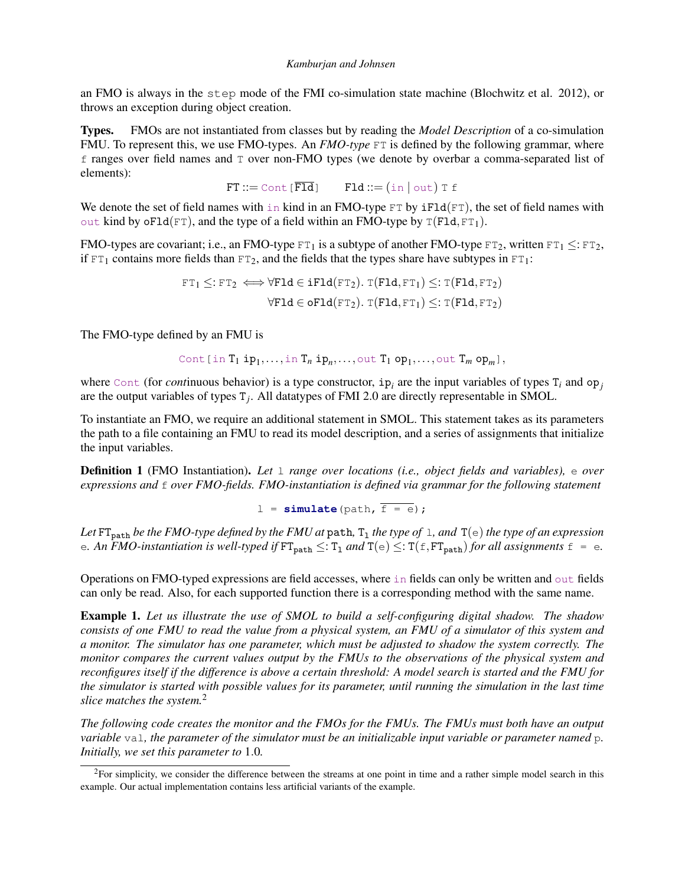an FMO is always in the `step` mode of the FMI co-simulation state machine (Blochwitz et al. 2012), or throws an exception during object creation.

**Types.** FMOs are not instantiated from classes but by reading the *Model Description* of a co-simulation FMU. To represent this, we use FMO-types. An *FMO-type* FT is defined by the following grammar, where f ranges over field names and T over non-FMO types (we denote by overbar a comma-separated list of elements):

$$\mathtt{FT} ::= \mathtt{Cont}[\overline{\mathtt{Fld}}] \qquad \mathtt{Fld} ::= (\mathtt{in} \mid \mathtt{out})\ \mathtt{T}\ \mathtt{f}$$

We denote the set of field names with `in` kind in an FMO-type FT by $\mathtt{iFld}(\mathtt{FT})$, the set of field names with `out` kind by $\mathtt{oFld}(\mathtt{FT})$, and the type of a field within an FMO-type by $\mathtt{T}(\mathtt{Fld},\mathtt{FT}_1)$.

FMO-types are covariant; i.e., an FMO-type $\mathtt{FT}_1$ is a subtype of another FMO-type $\mathtt{FT}_2$, written $\mathtt{FT}_1 \leq: \mathtt{FT}_2$, if $\mathtt{FT}_1$ contains more fields than $\mathtt{FT}_2$, and the fields that the types share have subtypes in $\mathtt{FT}_1$:

$$\mathtt{FT}_1 \leq: \mathtt{FT}_2 \iff \forall \mathtt{Fld} \in \mathtt{iFld}(\mathtt{FT}_2).\ \mathtt{T}(\mathtt{Fld},\mathtt{FT}_1) \leq: \mathtt{T}(\mathtt{Fld},\mathtt{FT}_2)$$
$$\forall \mathtt{Fld} \in \mathtt{oFld}(\mathtt{FT}_2).\ \mathtt{T}(\mathtt{Fld},\mathtt{FT}_1) \leq: \mathtt{T}(\mathtt{Fld},\mathtt{FT}_2)$$

The FMO-type defined by an FMU is

$$\mathtt{Cont}[\mathtt{in}\ \mathtt{T}_1\ \mathtt{ip}_1,\ldots,\mathtt{in}\ \mathtt{T}_n\ \mathtt{ip}_n,\ldots,\mathtt{out}\ \mathtt{T}_1\ \mathtt{op}_1,\ldots,\mathtt{out}\ \mathtt{T}_m\ \mathtt{op}_m],$$

where `Cont` (for *cont*inuous behavior) is a type constructor, $\mathtt{ip}_i$ are the input variables of types $\mathtt{T}_i$ and $\mathtt{op}_j$ are the output variables of types $\mathtt{T}_j$. All datatypes of FMI 2.0 are directly representable in SMOL.

To instantiate an FMO, we require an additional statement in SMOL. This statement takes as its parameters the path to a file containing an FMU to read its model description, and a series of assignments that initialize the input variables.

**Definition 1** (FMO Instantiation). *Let* l *range over locations (i.e., object fields and variables),* e *over expressions and* f *over FMO-fields. FMO-instantiation is defined via grammar for the following statement*

$$\mathtt{l\ =\ \mathbf{simulate}(path,\ \overline{f\ =\ e});}$$

*Let* $\mathtt{FT_{path}}$ *be the FMO-type defined by the FMU at* path*,* $\mathtt{T_l}$ *the type of* l*, and* $\mathtt{T(e)}$ *the type of an expression* e*. An FMO-instantiation is well-typed if* $\mathtt{FT_{path}} \leq: \mathtt{T_l}$ *and* $\mathtt{T(e)} \leq: \mathtt{T(f,FT_{path})}$ *for all assignments* f = e*.*

Operations on FMO-typed expressions are field accesses, where `in` fields can only be written and `out` fields can only be read. Also, for each supported function there is a corresponding method with the same name.

**Example 1.** *Let us illustrate the use of SMOL to build a self-configuring digital shadow. The shadow consists of one FMU to read the value from a physical system, an FMU of a simulator of this system and a monitor. The simulator has one parameter, which must be adjusted to shadow the system correctly. The monitor compares the current values output by the FMUs to the observations of the physical system and reconfigures itself if the difference is above a certain threshold: A model search is started and the FMU for the simulator is started with possible values for its parameter, until running the simulation in the last time slice matches the system.*[2]

*The following code creates the monitor and the FMOs for the FMUs. The FMUs must both have an output variable* val*, the parameter of the simulator must be an initializable input variable or parameter named* p*. Initially, we set this parameter to* 1.0*.*

[2]For simplicity, we consider the difference between the streams at one point in time and a rather simple model search in this example. Our actual implementation contains less artificial variants of the example.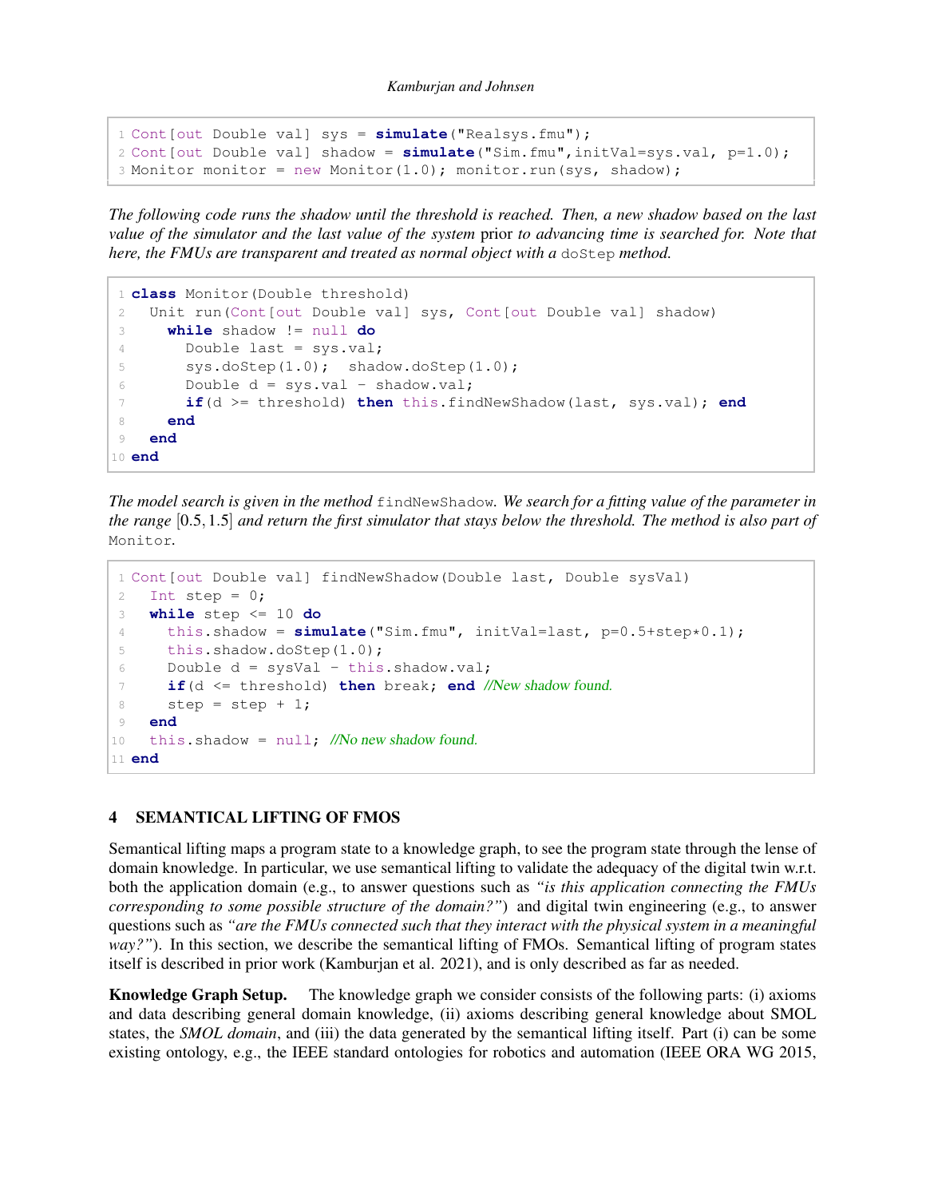```
1 Cont[out Double val] sys = simulate("Realsys.fmu");
2 Cont[out Double val] shadow = simulate("Sim.fmu",initVal=sys.val, p=1.0);
3 Monitor monitor = new Monitor(1.0); monitor.run(sys, shadow);
```

*The following code runs the shadow until the threshold is reached. Then, a new shadow based on the last value of the simulator and the last value of the system* prior *to advancing time is searched for. Note that here, the FMUs are transparent and treated as normal object with a* `doStep` *method.*

```
1 class Monitor(Double threshold)
2   Unit run(Cont[out Double val] sys, Cont[out Double val] shadow)
3     while shadow != null do
4       Double last = sys.val;
5       sys.doStep(1.0);  shadow.doStep(1.0);
6       Double d = sys.val - shadow.val;
7       if(d >= threshold) then this.findNewShadow(last, sys.val); end
8     end
9   end
10 end
```

*The model search is given in the method* `findNewShadow`*. We search for a fitting value of the parameter in the range* $[0.5, 1.5]$ *and return the first simulator that stays below the threshold. The method is also part of* `Monitor`.

```
1 Cont[out Double val] findNewShadow(Double last, Double sysVal)
2   Int step = 0;
3   while step <= 10 do
4     this.shadow = simulate("Sim.fmu", initVal=last, p=0.5+step*0.1);
5     this.shadow.doStep(1.0);
6     Double d = sysVal - this.shadow.val;
7     if(d <= threshold) then break; end //New shadow found.
8     step = step + 1;
9   end
10  this.shadow = null; //No new shadow found.
11 end
```

## 4 SEMANTICAL LIFTING OF FMOS

Semantical lifting maps a program state to a knowledge graph, to see the program state through the lense of domain knowledge. In particular, we use semantical lifting to validate the adequacy of the digital twin w.r.t. both the application domain (e.g., to answer questions such as *"is this application connecting the FMUs corresponding to some possible structure of the domain?"*) and digital twin engineering (e.g., to answer questions such as *"are the FMUs connected such that they interact with the physical system in a meaningful way?"*). In this section, we describe the semantical lifting of FMOs. Semantical lifting of program states itself is described in prior work (Kamburjan et al. 2021), and is only described as far as needed.

**Knowledge Graph Setup.** The knowledge graph we consider consists of the following parts: (i) axioms and data describing general domain knowledge, (ii) axioms describing general knowledge about SMOL states, the *SMOL domain*, and (iii) the data generated by the semantical lifting itself. Part (i) can be some existing ontology, e.g., the IEEE standard ontologies for robotics and automation (IEEE ORA WG 2015,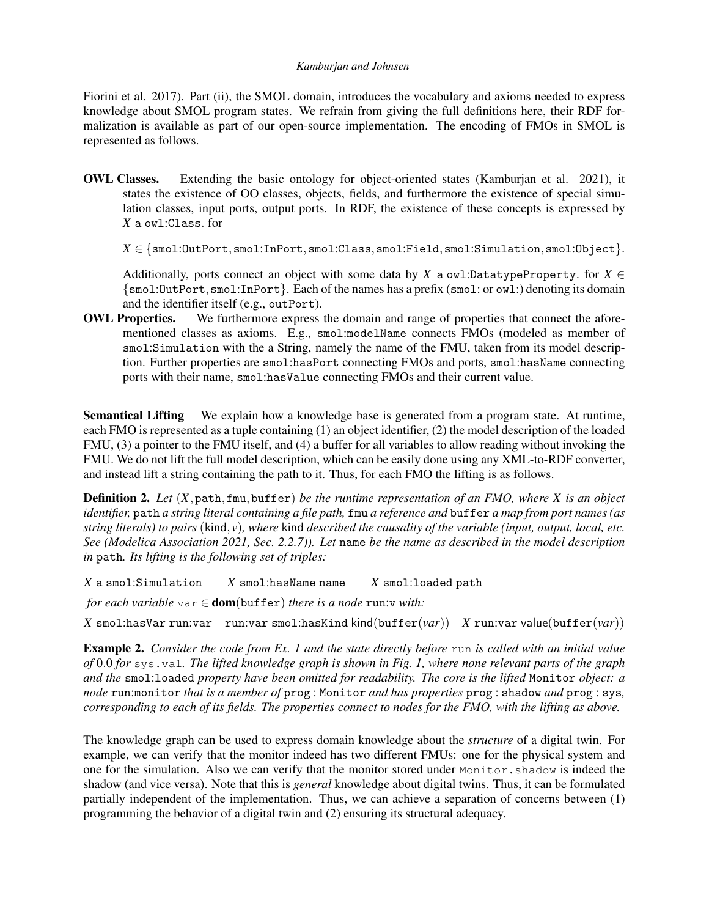Fiorini et al. 2017). Part (ii), the SMOL domain, introduces the vocabulary and axioms needed to express knowledge about SMOL program states. We refrain from giving the full definitions here, their RDF formalization is available as part of our open-source implementation. The encoding of FMOs in SMOL is represented as follows.

**OWL Classes.** Extending the basic ontology for object-oriented states (Kamburjan et al. 2021), it states the existence of OO classes, objects, fields, and furthermore the existence of special simulation classes, input ports, output ports. In RDF, the existence of these concepts is expressed by $X$ `a owl:Class.` for

$X \in \{$`smol:OutPort`, `smol:InPort`, `smol:Class`, `smol:Field`, `smol:Simulation`, `smol:Object`$\}$.

Additionally, ports connect an object with some data by $X$ `a owl:DatatypeProperty.` for $X \in \{$`smol:OutPort`, `smol:InPort`$\}$. Each of the names has a prefix (`smol:` or `owl:`) denoting its domain and the identifier itself (e.g., `outPort`).

**OWL Properties.** We furthermore express the domain and range of properties that connect the aforementioned classes as axioms. E.g., `smol:modelName` connects FMOs (modeled as member of `smol:Simulation` with the a String, namely the name of the FMU, taken from its model description. Further properties are `smol:hasPort` connecting FMOs and ports, `smol:hasName` connecting ports with their name, `smol:hasValue` connecting FMOs and their current value.

**Semantical Lifting** We explain how a knowledge base is generated from a program state. At runtime, each FMO is represented as a tuple containing (1) an object identifier, (2) the model description of the loaded FMU, (3) a pointer to the FMU itself, and (4) a buffer for all variables to allow reading without invoking the FMU. We do not lift the full model description, which can be easily done using any XML-to-RDF converter, and instead lift a string containing the path to it. Thus, for each FMO the lifting is as follows.

**Definition 2.** *Let* $(X, \texttt{path}, \texttt{fmu}, \texttt{buffer})$ *be the runtime representation of an FMO, where X is an object identifier,* `path` *a string literal containing a file path,* `fmu` *a reference and* `buffer` *a map from port names (as string literals) to pairs* $(\mathsf{kind}, v)$*, where* kind *described the causality of the variable (input, output, local, etc. See (Modelica Association 2021, Sec. 2.2.7)). Let* `name` *be the name as described in the model description in* `path`*. Its lifting is the following set of triples:*

$X$ `a smol:Simulation` $\qquad$ $X$ `smol:hasName name` $\qquad$ $X$ `smol:loaded path`

*for each variable* `var` $\in \mathbf{dom}(\texttt{buffer})$ *there is a node* `run:v` *with:*

$X$ `smol:hasVar run:var` $\quad$ `run:var smol:hasKind` $\mathsf{kind}(\texttt{buffer}(var))$ $\quad$ $X$ `run:var` $\mathsf{value}(\texttt{buffer}(var))$

**Example 2.** *Consider the code from Ex. 1 and the state directly before* `run` *is called with an initial value of* 0.0 *for* `sys.val`*. The lifted knowledge graph is shown in Fig. 1, where none relevant parts of the graph and the* `smol:loaded` *property have been omitted for readability. The core is the lifted* `Monitor` *object: a node* `run:monitor` *that is a member of* `prog : Monitor` *and has properties* `prog : shadow` *and* `prog : sys`*, corresponding to each of its fields. The properties connect to nodes for the FMO, with the lifting as above.*

The knowledge graph can be used to express domain knowledge about the *structure* of a digital twin. For example, we can verify that the monitor indeed has two different FMUs: one for the physical system and one for the simulation. Also we can verify that the monitor stored under `Monitor.shadow` is indeed the shadow (and vice versa). Note that this is *general* knowledge about digital twins. Thus, it can be formulated partially independent of the implementation. Thus, we can achieve a separation of concerns between (1) programming the behavior of a digital twin and (2) ensuring its structural adequacy.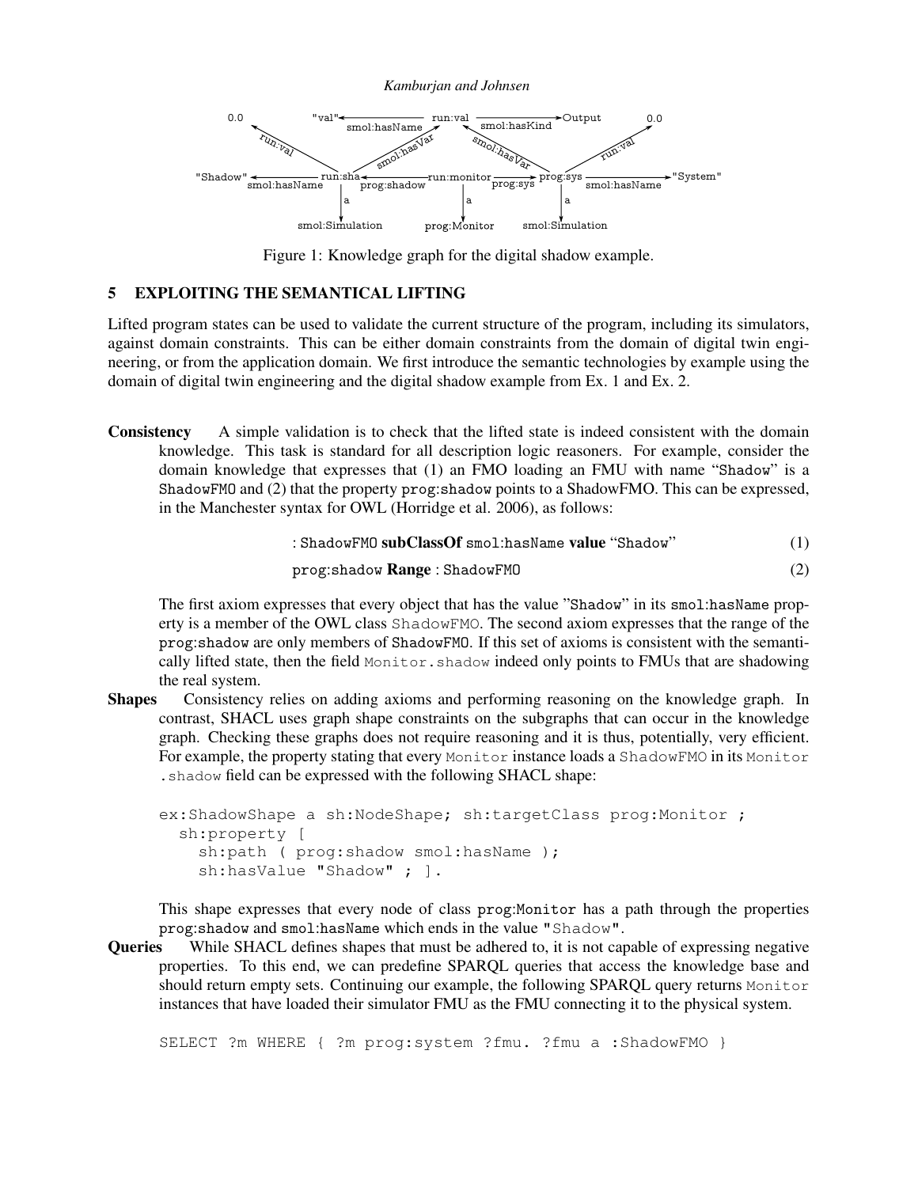Figure 1: Knowledge graph for the digital shadow example.

## 5 EXPLOITING THE SEMANTICAL LIFTING

Lifted program states can be used to validate the current structure of the program, including its simulators, against domain constraints. This can be either domain constraints from the domain of digital twin engineering, or from the application domain. We first introduce the semantic technologies by example using the domain of digital twin engineering and the digital shadow example from Ex. 1 and Ex. 2.

**Consistency** A simple validation is to check that the lifted state is indeed consistent with the domain knowledge. This task is standard for all description logic reasoners. For example, consider the domain knowledge that expresses that (1) an FMO loading an FMU with name "Shadow" is a ShadowFMO and (2) that the property prog:shadow points to a ShadowFMO. This can be expressed, in the Manchester syntax for OWL (Horridge et al. 2006), as follows:

$$:\mathtt{ShadowFMO}\ \textbf{subClassOf}\ \mathtt{smol{:}hasName}\ \textbf{value}\ \text{“}\mathtt{Shadow}\text{”} \tag{1}$$

$$\mathtt{prog{:}shadow}\ \textbf{Range}\ :\mathtt{ShadowFMO} \tag{2}$$

The first axiom expresses that every object that has the value "Shadow" in its smol:hasName property is a member of the OWL class ShadowFMO. The second axiom expresses that the range of the prog:shadow are only members of ShadowFMO. If this set of axioms is consistent with the semantically lifted state, then the field Monitor.shadow indeed only points to FMUs that are shadowing the real system.

**Shapes** Consistency relies on adding axioms and performing reasoning on the knowledge graph. In contrast, SHACL uses graph shape constraints on the subgraphs that can occur in the knowledge graph. Checking these graphs does not require reasoning and it is thus, potentially, very efficient. For example, the property stating that every Monitor instance loads a ShadowFMO in its Monitor.shadow field can be expressed with the following SHACL shape:

```
ex:ShadowShape a sh:NodeShape; sh:targetClass prog:Monitor ;
  sh:property [
    sh:path ( prog:shadow smol:hasName );
    sh:hasValue "Shadow" ; ].
```

This shape expresses that every node of class prog:Monitor has a path through the properties prog:shadow and smol:hasName which ends in the value "Shadow".

**Queries** While SHACL defines shapes that must be adhered to, it is not capable of expressing negative properties. To this end, we can predefine SPARQL queries that access the knowledge base and should return empty sets. Continuing our example, the following SPARQL query returns Monitor instances that have loaded their simulator FMU as the FMU connecting it to the physical system.

```
SELECT ?m WHERE { ?m prog:system ?fmu. ?fmu a :ShadowFMO }
```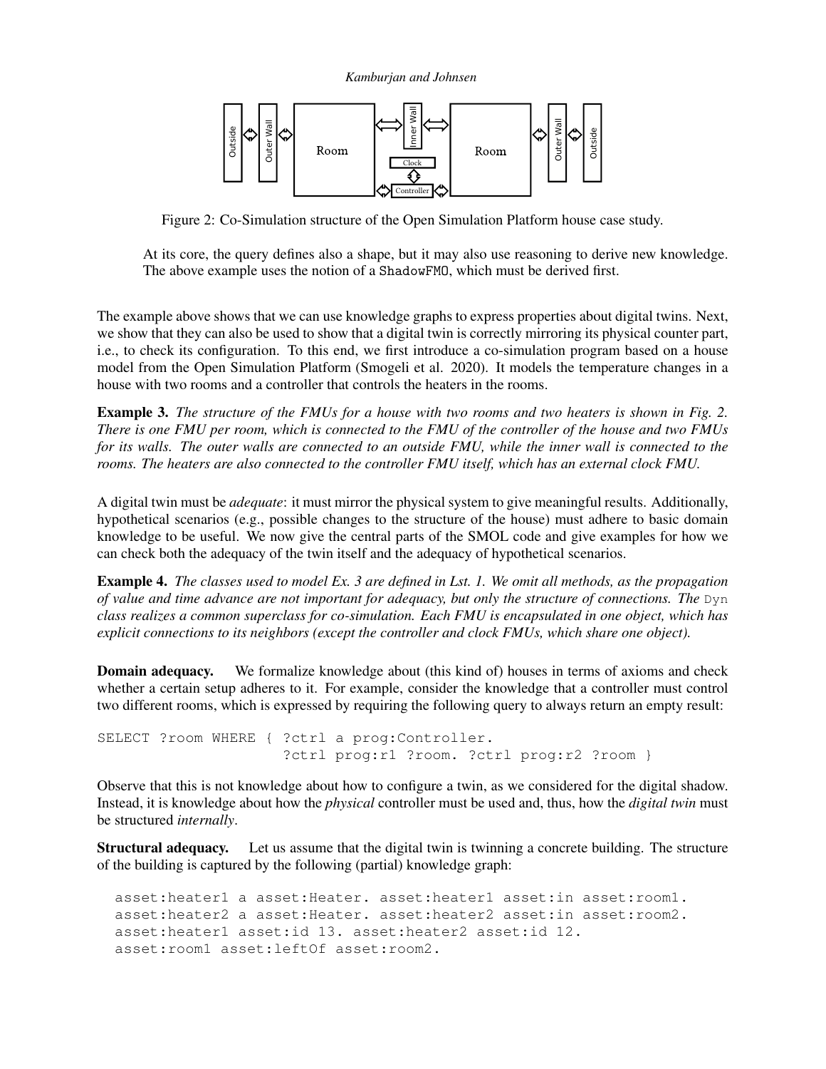Figure 2: Co-Simulation structure of the Open Simulation Platform house case study.

At its core, the query defines also a shape, but it may also use reasoning to derive new knowledge. The above example uses the notion of a `ShadowFMO`, which must be derived first.

The example above shows that we can use knowledge graphs to express properties about digital twins. Next, we show that they can also be used to show that a digital twin is correctly mirroring its physical counter part, i.e., to check its configuration. To this end, we first introduce a co-simulation program based on a house model from the Open Simulation Platform (Smogeli et al. 2020). It models the temperature changes in a house with two rooms and a controller that controls the heaters in the rooms.

**Example 3.** *The structure of the FMUs for a house with two rooms and two heaters is shown in Fig. 2. There is one FMU per room, which is connected to the FMU of the controller of the house and two FMUs for its walls. The outer walls are connected to an outside FMU, while the inner wall is connected to the rooms. The heaters are also connected to the controller FMU itself, which has an external clock FMU.*

A digital twin must be *adequate*: it must mirror the physical system to give meaningful results. Additionally, hypothetical scenarios (e.g., possible changes to the structure of the house) must adhere to basic domain knowledge to be useful. We now give the central parts of the SMOL code and give examples for how we can check both the adequacy of the twin itself and the adequacy of hypothetical scenarios.

**Example 4.** *The classes used to model Ex. 3 are defined in Lst. 1. We omit all methods, as the propagation of value and time advance are not important for adequacy, but only the structure of connections. The* `Dyn` *class realizes a common superclass for co-simulation. Each FMU is encapsulated in one object, which has explicit connections to its neighbors (except the controller and clock FMUs, which share one object).*

**Domain adequacy.** We formalize knowledge about (this kind of) houses in terms of axioms and check whether a certain setup adheres to it. For example, consider the knowledge that a controller must control two different rooms, which is expressed by requiring the following query to always return an empty result:

```
SELECT ?room WHERE { ?ctrl a prog:Controller.
                     ?ctrl prog:r1 ?room. ?ctrl prog:r2 ?room }
```

Observe that this is not knowledge about how to configure a twin, as we considered for the digital shadow. Instead, it is knowledge about how the *physical* controller must be used and, thus, how the *digital twin* must be structured *internally*.

**Structural adequacy.** Let us assume that the digital twin is twinning a concrete building. The structure of the building is captured by the following (partial) knowledge graph:

```
asset:heater1 a asset:Heater. asset:heater1 asset:in asset:room1.
asset:heater2 a asset:Heater. asset:heater2 asset:in asset:room2.
asset:heater1 asset:id 13. asset:heater2 asset:id 12.
asset:room1 asset:leftOf asset:room2.
```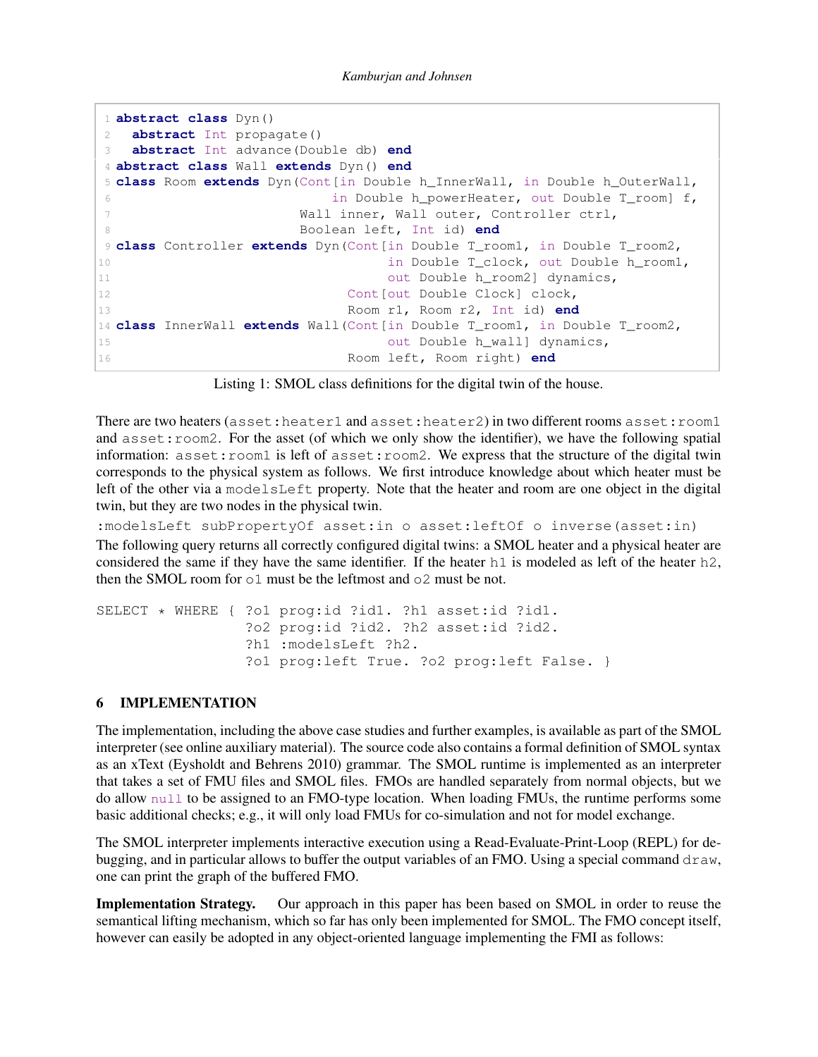```
1 abstract class Dyn()
2   abstract Int propagate()
3   abstract Int advance(Double db) end
4 abstract class Wall extends Dyn() end
5 class Room extends Dyn(Cont[in Double h_InnerWall, in Double h_OuterWall,
6                            in Double h_powerHeater, out Double T_room] f,
7                        Wall inner, Wall outer, Controller ctrl,
8                        Boolean left, Int id) end
9 class Controller extends Dyn(Cont[in Double T_room1, in Double T_room2,
10                                   in Double T_clock, out Double h_room1,
11                                   out Double h_room2] dynamics,
12                              Cont[out Double Clock] clock,
13                              Room r1, Room r2, Int id) end
14 class InnerWall extends Wall(Cont[in Double T_room1, in Double T_room2,
15                                   out Double h_wall] dynamics,
16                              Room left, Room right) end
```

Listing 1: SMOL class definitions for the digital twin of the house.

There are two heaters (`asset:heater1` and `asset:heater2`) in two different rooms `asset:room1` and `asset:room2`. For the asset (of which we only show the identifier), we have the following spatial information: `asset:room1` is left of `asset:room2`. We express that the structure of the digital twin corresponds to the physical system as follows. We first introduce knowledge about which heater must be left of the other via a `modelsLeft` property. Note that the heater and room are one object in the digital twin, but they are two nodes in the physical twin.

`:modelsLeft subPropertyOf asset:in o asset:leftOf o inverse(asset:in)`

The following query returns all correctly configured digital twins: a SMOL heater and a physical heater are considered the same if they have the same identifier. If the heater `h1` is modeled as left of the heater `h2`, then the SMOL room for `o1` must be the leftmost and `o2` must be not.

```
SELECT * WHERE { ?o1 prog:id ?id1. ?h1 asset:id ?id1.
                 ?o2 prog:id ?id2. ?h2 asset:id ?id2.
                 ?h1 :modelsLeft ?h2.
                 ?o1 prog:left True. ?o2 prog:left False. }
```

## 6 IMPLEMENTATION

The implementation, including the above case studies and further examples, is available as part of the SMOL interpreter (see online auxiliary material). The source code also contains a formal definition of SMOL syntax as an xText (Eysholdt and Behrens 2010) grammar. The SMOL runtime is implemented as an interpreter that takes a set of FMU files and SMOL files. FMOs are handled separately from normal objects, but we do allow `null` to be assigned to an FMO-type location. When loading FMUs, the runtime performs some basic additional checks; e.g., it will only load FMUs for co-simulation and not for model exchange.

The SMOL interpreter implements interactive execution using a Read-Evaluate-Print-Loop (REPL) for debugging, and in particular allows to buffer the output variables of an FMO. Using a special command `draw`, one can print the graph of the buffered FMO.

**Implementation Strategy.** Our approach in this paper has been based on SMOL in order to reuse the semantical lifting mechanism, which so far has only been implemented for SMOL. The FMO concept itself, however can easily be adopted in any object-oriented language implementing the FMI as follows: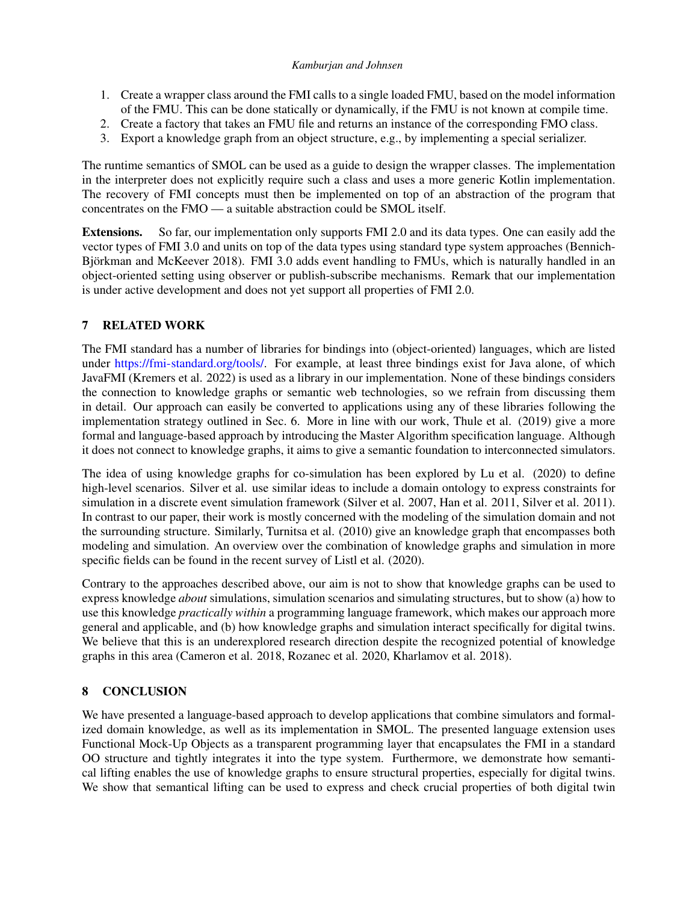1. Create a wrapper class around the FMI calls to a single loaded FMU, based on the model information of the FMU. This can be done statically or dynamically, if the FMU is not known at compile time.
2. Create a factory that takes an FMU file and returns an instance of the corresponding FMO class.
3. Export a knowledge graph from an object structure, e.g., by implementing a special serializer.

The runtime semantics of SMOL can be used as a guide to design the wrapper classes. The implementation in the interpreter does not explicitly require such a class and uses a more generic Kotlin implementation. The recovery of FMI concepts must then be implemented on top of an abstraction of the program that concentrates on the FMO — a suitable abstraction could be SMOL itself.

**Extensions.** So far, our implementation only supports FMI 2.0 and its data types. One can easily add the vector types of FMI 3.0 and units on top of the data types using standard type system approaches (Bennich-Björkman and McKeever 2018). FMI 3.0 adds event handling to FMUs, which is naturally handled in an object-oriented setting using observer or publish-subscribe mechanisms. Remark that our implementation is under active development and does not yet support all properties of FMI 2.0.

## 7 RELATED WORK

The FMI standard has a number of libraries for bindings into (object-oriented) languages, which are listed under https://fmi-standard.org/tools/. For example, at least three bindings exist for Java alone, of which JavaFMI (Kremers et al. 2022) is used as a library in our implementation. None of these bindings considers the connection to knowledge graphs or semantic web technologies, so we refrain from discussing them in detail. Our approach can easily be converted to applications using any of these libraries following the implementation strategy outlined in Sec. 6. More in line with our work, Thule et al. (2019) give a more formal and language-based approach by introducing the Master Algorithm specification language. Although it does not connect to knowledge graphs, it aims to give a semantic foundation to interconnected simulators.

The idea of using knowledge graphs for co-simulation has been explored by Lu et al. (2020) to define high-level scenarios. Silver et al. use similar ideas to include a domain ontology to express constraints for simulation in a discrete event simulation framework (Silver et al. 2007, Han et al. 2011, Silver et al. 2011). In contrast to our paper, their work is mostly concerned with the modeling of the simulation domain and not the surrounding structure. Similarly, Turnitsa et al. (2010) give an knowledge graph that encompasses both modeling and simulation. An overview over the combination of knowledge graphs and simulation in more specific fields can be found in the recent survey of Listl et al. (2020).

Contrary to the approaches described above, our aim is not to show that knowledge graphs can be used to express knowledge *about* simulations, simulation scenarios and simulating structures, but to show (a) how to use this knowledge *practically within* a programming language framework, which makes our approach more general and applicable, and (b) how knowledge graphs and simulation interact specifically for digital twins. We believe that this is an underexplored research direction despite the recognized potential of knowledge graphs in this area (Cameron et al. 2018, Rozanec et al. 2020, Kharlamov et al. 2018).

## 8 CONCLUSION

We have presented a language-based approach to develop applications that combine simulators and formalized domain knowledge, as well as its implementation in SMOL. The presented language extension uses Functional Mock-Up Objects as a transparent programming layer that encapsulates the FMI in a standard OO structure and tightly integrates it into the type system. Furthermore, we demonstrate how semantical lifting enables the use of knowledge graphs to ensure structural properties, especially for digital twins. We show that semantical lifting can be used to express and check crucial properties of both digital twin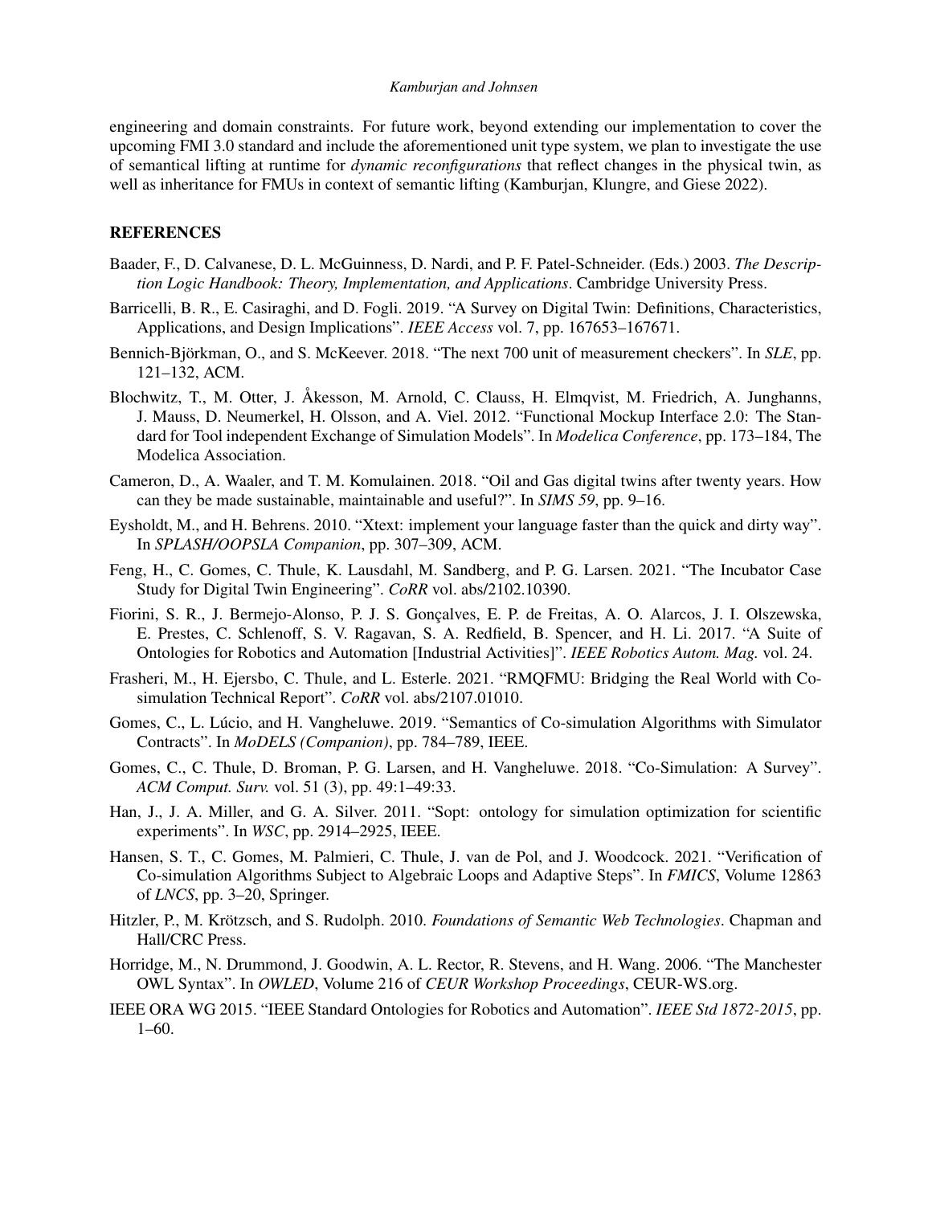engineering and domain constraints. For future work, beyond extending our implementation to cover the upcoming FMI 3.0 standard and include the aforementioned unit type system, we plan to investigate the use of semantical lifting at runtime for *dynamic reconfigurations* that reflect changes in the physical twin, as well as inheritance for FMUs in context of semantic lifting (Kamburjan, Klungre, and Giese 2022).

## REFERENCES

Baader, F., D. Calvanese, D. L. McGuinness, D. Nardi, and P. F. Patel-Schneider. (Eds.) 2003. *The Description Logic Handbook: Theory, Implementation, and Applications*. Cambridge University Press.

Barricelli, B. R., E. Casiraghi, and D. Fogli. 2019. "A Survey on Digital Twin: Definitions, Characteristics, Applications, and Design Implications". *IEEE Access* vol. 7, pp. 167653–167671.

Bennich-Björkman, O., and S. McKeever. 2018. "The next 700 unit of measurement checkers". In *SLE*, pp. 121–132, ACM.

Blochwitz, T., M. Otter, J. Åkesson, M. Arnold, C. Clauss, H. Elmqvist, M. Friedrich, A. Junghanns, J. Mauss, D. Neumerkel, H. Olsson, and A. Viel. 2012. "Functional Mockup Interface 2.0: The Standard for Tool independent Exchange of Simulation Models". In *Modelica Conference*, pp. 173–184, The Modelica Association.

Cameron, D., A. Waaler, and T. M. Komulainen. 2018. "Oil and Gas digital twins after twenty years. How can they be made sustainable, maintainable and useful?". In *SIMS 59*, pp. 9–16.

Eysholdt, M., and H. Behrens. 2010. "Xtext: implement your language faster than the quick and dirty way". In *SPLASH/OOPSLA Companion*, pp. 307–309, ACM.

Feng, H., C. Gomes, C. Thule, K. Lausdahl, M. Sandberg, and P. G. Larsen. 2021. "The Incubator Case Study for Digital Twin Engineering". *CoRR* vol. abs/2102.10390.

Fiorini, S. R., J. Bermejo-Alonso, P. J. S. Gonçalves, E. P. de Freitas, A. O. Alarcos, J. I. Olszewska, E. Prestes, C. Schlenoff, S. V. Ragavan, S. A. Redfield, B. Spencer, and H. Li. 2017. "A Suite of Ontologies for Robotics and Automation [Industrial Activities]". *IEEE Robotics Autom. Mag.* vol. 24.

Frasheri, M., H. Ejersbo, C. Thule, and L. Esterle. 2021. "RMQFMU: Bridging the Real World with Co-simulation Technical Report". *CoRR* vol. abs/2107.01010.

Gomes, C., L. Lúcio, and H. Vangheluwe. 2019. "Semantics of Co-simulation Algorithms with Simulator Contracts". In *MoDELS (Companion)*, pp. 784–789, IEEE.

Gomes, C., C. Thule, D. Broman, P. G. Larsen, and H. Vangheluwe. 2018. "Co-Simulation: A Survey". *ACM Comput. Surv.* vol. 51 (3), pp. 49:1–49:33.

Han, J., J. A. Miller, and G. A. Silver. 2011. "Sopt: ontology for simulation optimization for scientific experiments". In *WSC*, pp. 2914–2925, IEEE.

Hansen, S. T., C. Gomes, M. Palmieri, C. Thule, J. van de Pol, and J. Woodcock. 2021. "Verification of Co-simulation Algorithms Subject to Algebraic Loops and Adaptive Steps". In *FMICS*, Volume 12863 of *LNCS*, pp. 3–20, Springer.

Hitzler, P., M. Krötzsch, and S. Rudolph. 2010. *Foundations of Semantic Web Technologies*. Chapman and Hall/CRC Press.

Horridge, M., N. Drummond, J. Goodwin, A. L. Rector, R. Stevens, and H. Wang. 2006. "The Manchester OWL Syntax". In *OWLED*, Volume 216 of *CEUR Workshop Proceedings*, CEUR-WS.org.

IEEE ORA WG 2015. "IEEE Standard Ontologies for Robotics and Automation". *IEEE Std 1872-2015*, pp. 1–60.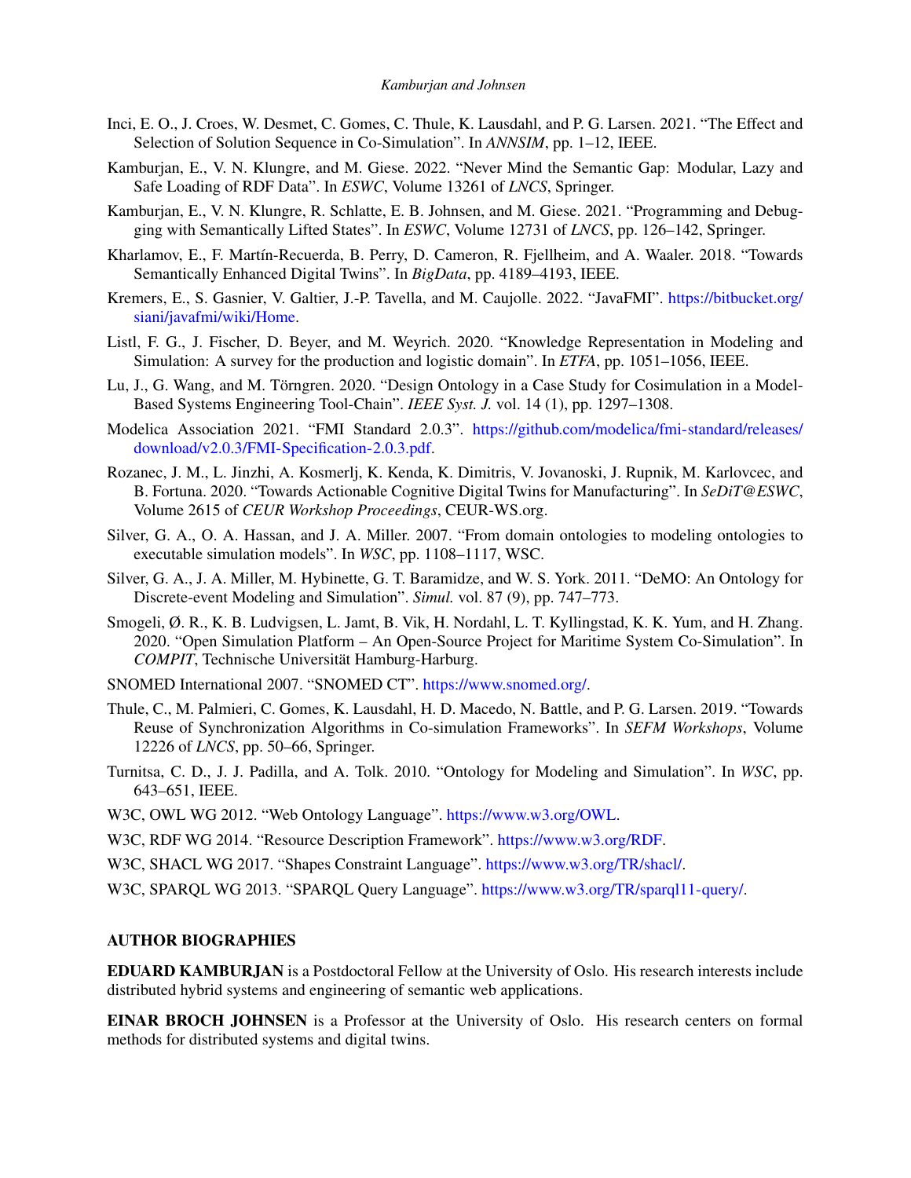Inci, E. O., J. Croes, W. Desmet, C. Gomes, C. Thule, K. Lausdahl, and P. G. Larsen. 2021. "The Effect and Selection of Solution Sequence in Co-Simulation". In *ANNSIM*, pp. 1–12, IEEE.

Kamburjan, E., V. N. Klungre, and M. Giese. 2022. "Never Mind the Semantic Gap: Modular, Lazy and Safe Loading of RDF Data". In *ESWC*, Volume 13261 of *LNCS*, Springer.

Kamburjan, E., V. N. Klungre, R. Schlatte, E. B. Johnsen, and M. Giese. 2021. "Programming and Debugging with Semantically Lifted States". In *ESWC*, Volume 12731 of *LNCS*, pp. 126–142, Springer.

Kharlamov, E., F. Martín-Recuerda, B. Perry, D. Cameron, R. Fjellheim, and A. Waaler. 2018. "Towards Semantically Enhanced Digital Twins". In *BigData*, pp. 4189–4193, IEEE.

Kremers, E., S. Gasnier, V. Galtier, J.-P. Tavella, and M. Caujolle. 2022. "JavaFMI". https://bitbucket.org/siani/javafmi/wiki/Home.

Listl, F. G., J. Fischer, D. Beyer, and M. Weyrich. 2020. "Knowledge Representation in Modeling and Simulation: A survey for the production and logistic domain". In *ETFA*, pp. 1051–1056, IEEE.

Lu, J., G. Wang, and M. Törngren. 2020. "Design Ontology in a Case Study for Cosimulation in a Model-Based Systems Engineering Tool-Chain". *IEEE Syst. J.* vol. 14 (1), pp. 1297–1308.

Modelica Association 2021. "FMI Standard 2.0.3". https://github.com/modelica/fmi-standard/releases/download/v2.0.3/FMI-Specification-2.0.3.pdf.

Rozanec, J. M., L. Jinzhi, A. Kosmerlj, K. Kenda, K. Dimitris, V. Jovanoski, J. Rupnik, M. Karlovcec, and B. Fortuna. 2020. "Towards Actionable Cognitive Digital Twins for Manufacturing". In *SeDiT@ESWC*, Volume 2615 of *CEUR Workshop Proceedings*, CEUR-WS.org.

Silver, G. A., O. A. Hassan, and J. A. Miller. 2007. "From domain ontologies to modeling ontologies to executable simulation models". In *WSC*, pp. 1108–1117, WSC.

Silver, G. A., J. A. Miller, M. Hybinette, G. T. Baramidze, and W. S. York. 2011. "DeMO: An Ontology for Discrete-event Modeling and Simulation". *Simul.* vol. 87 (9), pp. 747–773.

Smogeli, Ø. R., K. B. Ludvigsen, L. Jamt, B. Vik, H. Nordahl, L. T. Kyllingstad, K. K. Yum, and H. Zhang. 2020. "Open Simulation Platform – An Open-Source Project for Maritime System Co-Simulation". In *COMPIT*, Technische Universität Hamburg-Harburg.

SNOMED International 2007. "SNOMED CT". https://www.snomed.org/.

Thule, C., M. Palmieri, C. Gomes, K. Lausdahl, H. D. Macedo, N. Battle, and P. G. Larsen. 2019. "Towards Reuse of Synchronization Algorithms in Co-simulation Frameworks". In *SEFM Workshops*, Volume 12226 of *LNCS*, pp. 50–66, Springer.

Turnitsa, C. D., J. J. Padilla, and A. Tolk. 2010. "Ontology for Modeling and Simulation". In *WSC*, pp. 643–651, IEEE.

W3C, OWL WG 2012. "Web Ontology Language". https://www.w3.org/OWL.

W3C, RDF WG 2014. "Resource Description Framework". https://www.w3.org/RDF.

W3C, SHACL WG 2017. "Shapes Constraint Language". https://www.w3.org/TR/shacl/.

W3C, SPARQL WG 2013. "SPARQL Query Language". https://www.w3.org/TR/sparql11-query/.

## AUTHOR BIOGRAPHIES

**EDUARD KAMBURJAN** is a Postdoctoral Fellow at the University of Oslo. His research interests include distributed hybrid systems and engineering of semantic web applications.

**EINAR BROCH JOHNSEN** is a Professor at the University of Oslo. His research centers on formal methods for distributed systems and digital twins.